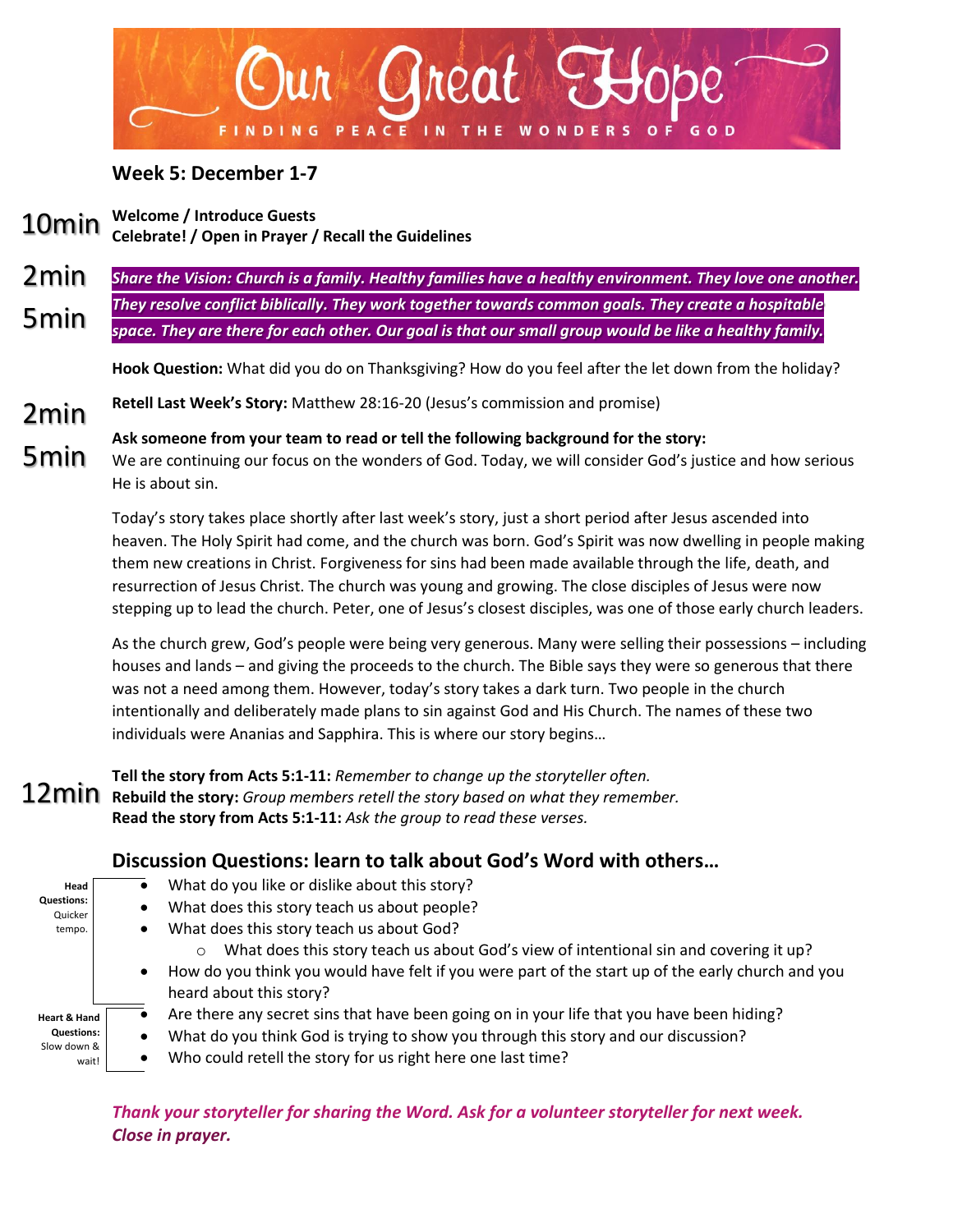# Our Great Hope

FINDING PEACE IN THE WONDERS OF GOD

## Week 5: December 1-7

10min **Welcome / Introduce Guests**
**Celebrate! / Open in Prayer / Recall the Guidelines**

2min
5min ***Share the Vision: Church is a family. Healthy families have a healthy environment. They love one another. They resolve conflict biblically. They work together towards common goals. They create a hospitable space. They are there for each other. Our goal is that our small group would be like a healthy family.***

**Hook Question:** What did you do on Thanksgiving? How do you feel after the let down from the holiday?

2min
5min **Retell Last Week's Story:** Matthew 28:16-20 (Jesus's commission and promise)

**Ask someone from your team to read or tell the following background for the story:**
We are continuing our focus on the wonders of God. Today, we will consider God's justice and how serious He is about sin.

Today's story takes place shortly after last week's story, just a short period after Jesus ascended into heaven. The Holy Spirit had come, and the church was born. God's Spirit was now dwelling in people making them new creations in Christ. Forgiveness for sins had been made available through the life, death, and resurrection of Jesus Christ. The church was young and growing. The close disciples of Jesus were now stepping up to lead the church. Peter, one of Jesus's closest disciples, was one of those early church leaders.

As the church grew, God's people were being very generous. Many were selling their possessions – including houses and lands – and giving the proceeds to the church. The Bible says they were so generous that there was not a need among them. However, today's story takes a dark turn. Two people in the church intentionally and deliberately made plans to sin against God and His Church. The names of these two individuals were Ananias and Sapphira. This is where our story begins…

12min **Tell the story from Acts 5:1-11:** *Remember to change up the storyteller often.*
**Rebuild the story:** *Group members retell the story based on what they remember.*
**Read the story from Acts 5:1-11:** *Ask the group to read these verses.*

### Discussion Questions: learn to talk about God's Word with others…

**Head Questions:** Quicker tempo.

- What do you like or dislike about this story?
- What does this story teach us about people?
- What does this story teach us about God?
  - What does this story teach us about God's view of intentional sin and covering it up?
- How do you think you would have felt if you were part of the start up of the early church and you heard about this story?

**Heart & Hand Questions:** Slow down & wait!

- Are there any secret sins that have been going on in your life that you have been hiding?
- What do you think God is trying to show you through this story and our discussion?
- Who could retell the story for us right here one last time?

***Thank your storyteller for sharing the Word. Ask for a volunteer storyteller for next week. Close in prayer.***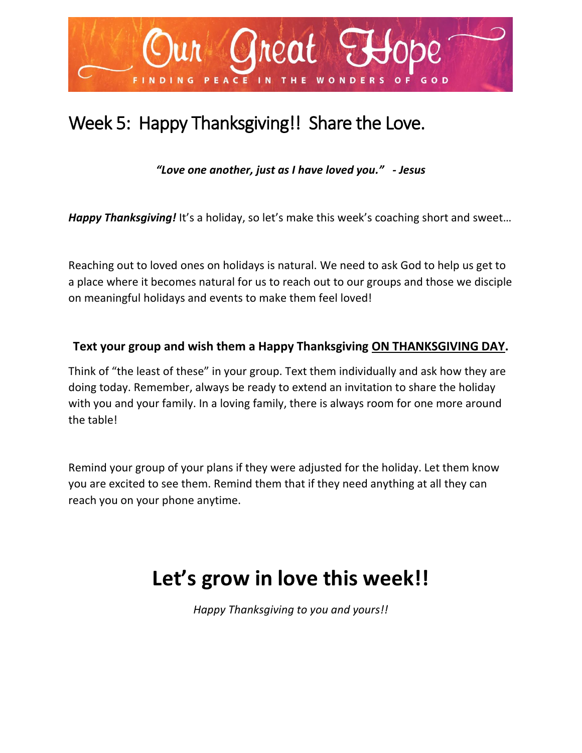# Our Great Hope

FINDING PEACE IN THE WONDERS OF GOD

## Week 5: Happy Thanksgiving!! Share the Love.

***"Love one another, just as I have loved you." - Jesus***

***Happy Thanksgiving!*** It's a holiday, so let's make this week's coaching short and sweet…

Reaching out to loved ones on holidays is natural. We need to ask God to help us get to a place where it becomes natural for us to reach out to our groups and those we disciple on meaningful holidays and events to make them feel loved!

**Text your group and wish them a Happy Thanksgiving <u>ON THANKSGIVING DAY</u>.**

Think of "the least of these" in your group. Text them individually and ask how they are doing today. Remember, always be ready to extend an invitation to share the holiday with you and your family. In a loving family, there is always room for one more around the table!

Remind your group of your plans if they were adjusted for the holiday. Let them know you are excited to see them. Remind them that if they need anything at all they can reach you on your phone anytime.

# Let's grow in love this week!!

*Happy Thanksgiving to you and yours!!*